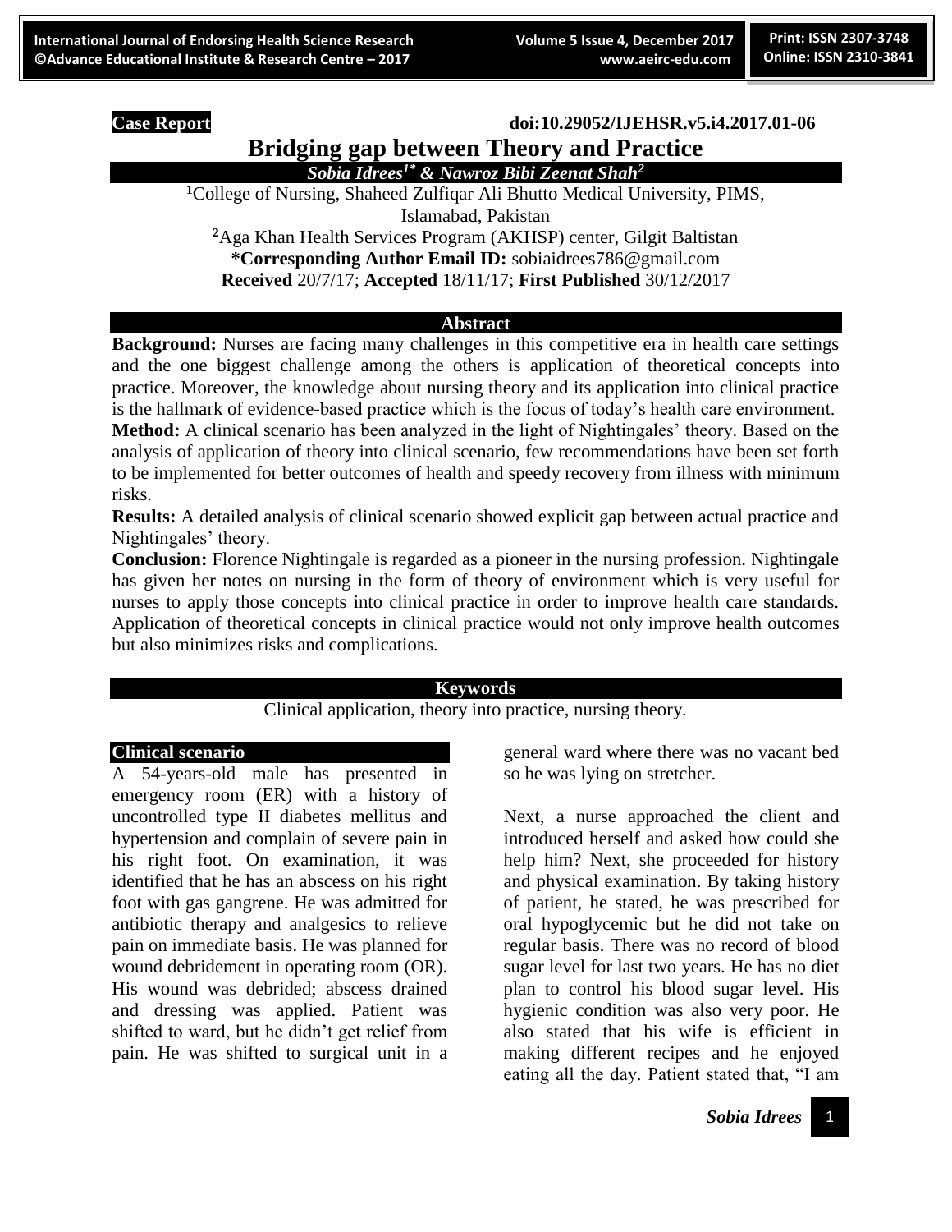**Case Report**

**doi:10.29052/IJEHSR.v5.i4.2017.01-06**

# Bridging gap between Theory and Practice

***Sobia Idrees[1*] & Nawroz Bibi Zeenat Shah[2]***

[1]College of Nursing, Shaheed Zulfiqar Ali Bhutto Medical University, PIMS, Islamabad, Pakistan

[2]Aga Khan Health Services Program (AKHSP) center, Gilgit Baltistan

**\*Corresponding Author Email ID:** sobiaidrees786@gmail.com

**Received** 20/7/17; **Accepted** 18/11/17; **First Published** 30/12/2017

## Abstract

**Background:** Nurses are facing many challenges in this competitive era in health care settings and the one biggest challenge among the others is application of theoretical concepts into practice. Moreover, the knowledge about nursing theory and its application into clinical practice is the hallmark of evidence-based practice which is the focus of today's health care environment.

**Method:** A clinical scenario has been analyzed in the light of Nightingales' theory. Based on the analysis of application of theory into clinical scenario, few recommendations have been set forth to be implemented for better outcomes of health and speedy recovery from illness with minimum risks.

**Results:** A detailed analysis of clinical scenario showed explicit gap between actual practice and Nightingales' theory.

**Conclusion:** Florence Nightingale is regarded as a pioneer in the nursing profession. Nightingale has given her notes on nursing in the form of theory of environment which is very useful for nurses to apply those concepts into clinical practice in order to improve health care standards. Application of theoretical concepts in clinical practice would not only improve health outcomes but also minimizes risks and complications.

## Keywords

Clinical application, theory into practice, nursing theory.

## Clinical scenario

A 54-years-old male has presented in emergency room (ER) with a history of uncontrolled type II diabetes mellitus and hypertension and complain of severe pain in his right foot. On examination, it was identified that he has an abscess on his right foot with gas gangrene. He was admitted for antibiotic therapy and analgesics to relieve pain on immediate basis. He was planned for wound debridement in operating room (OR). His wound was debrided; abscess drained and dressing was applied. Patient was shifted to ward, but he didn't get relief from pain. He was shifted to surgical unit in a general ward where there was no vacant bed so he was lying on stretcher.

Next, a nurse approached the client and introduced herself and asked how could she help him? Next, she proceeded for history and physical examination. By taking history of patient, he stated, he was prescribed for oral hypoglycemic but he did not take on regular basis. There was no record of blood sugar level for last two years. He has no diet plan to control his blood sugar level. His hygienic condition was also very poor. He also stated that his wife is efficient in making different recipes and he enjoyed eating all the day. Patient stated that, "I am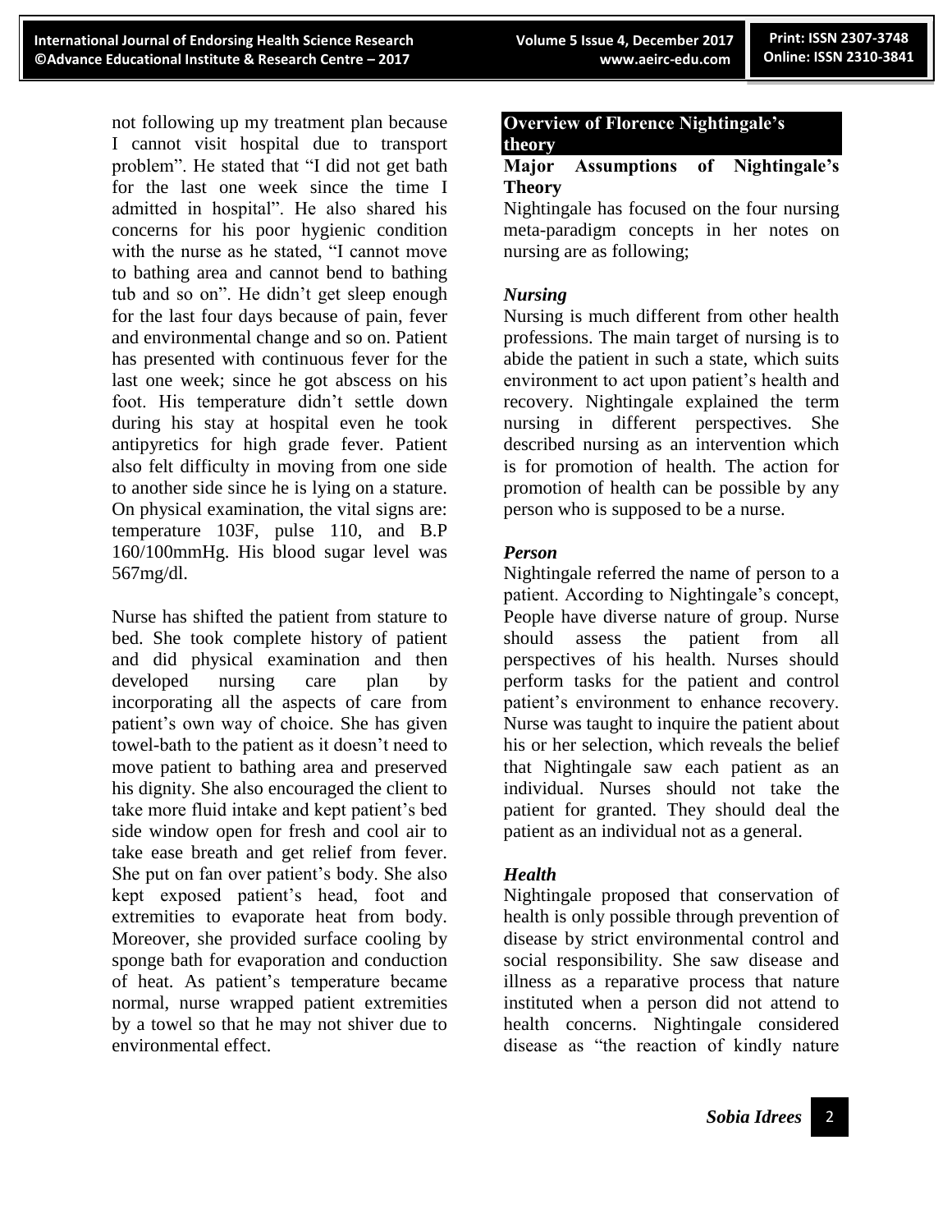not following up my treatment plan because I cannot visit hospital due to transport problem". He stated that "I did not get bath for the last one week since the time I admitted in hospital". He also shared his concerns for his poor hygienic condition with the nurse as he stated, "I cannot move to bathing area and cannot bend to bathing tub and so on". He didn't get sleep enough for the last four days because of pain, fever and environmental change and so on. Patient has presented with continuous fever for the last one week; since he got abscess on his foot. His temperature didn't settle down during his stay at hospital even he took antipyretics for high grade fever. Patient also felt difficulty in moving from one side to another side since he is lying on a stature. On physical examination, the vital signs are: temperature 103F, pulse 110, and B.P 160/100mmHg. His blood sugar level was 567mg/dl.

Nurse has shifted the patient from stature to bed. She took complete history of patient and did physical examination and then developed nursing care plan by incorporating all the aspects of care from patient's own way of choice. She has given towel-bath to the patient as it doesn't need to move patient to bathing area and preserved his dignity. She also encouraged the client to take more fluid intake and kept patient's bed side window open for fresh and cool air to take ease breath and get relief from fever. She put on fan over patient's body. She also kept exposed patient's head, foot and extremities to evaporate heat from body. Moreover, she provided surface cooling by sponge bath for evaporation and conduction of heat. As patient's temperature became normal, nurse wrapped patient extremities by a towel so that he may not shiver due to environmental effect.

## Overview of Florence Nightingale's theory

### Major Assumptions of Nightingale's Theory

Nightingale has focused on the four nursing meta-paradigm concepts in her notes on nursing are as following;

#### *Nursing*

Nursing is much different from other health professions. The main target of nursing is to abide the patient in such a state, which suits environment to act upon patient's health and recovery. Nightingale explained the term nursing in different perspectives. She described nursing as an intervention which is for promotion of health. The action for promotion of health can be possible by any person who is supposed to be a nurse.

#### *Person*

Nightingale referred the name of person to a patient. According to Nightingale's concept, People have diverse nature of group. Nurse should assess the patient from all perspectives of his health. Nurses should perform tasks for the patient and control patient's environment to enhance recovery. Nurse was taught to inquire the patient about his or her selection, which reveals the belief that Nightingale saw each patient as an individual. Nurses should not take the patient for granted. They should deal the patient as an individual not as a general.

#### *Health*

Nightingale proposed that conservation of health is only possible through prevention of disease by strict environmental control and social responsibility. She saw disease and illness as a reparative process that nature instituted when a person did not attend to health concerns. Nightingale considered disease as "the reaction of kindly nature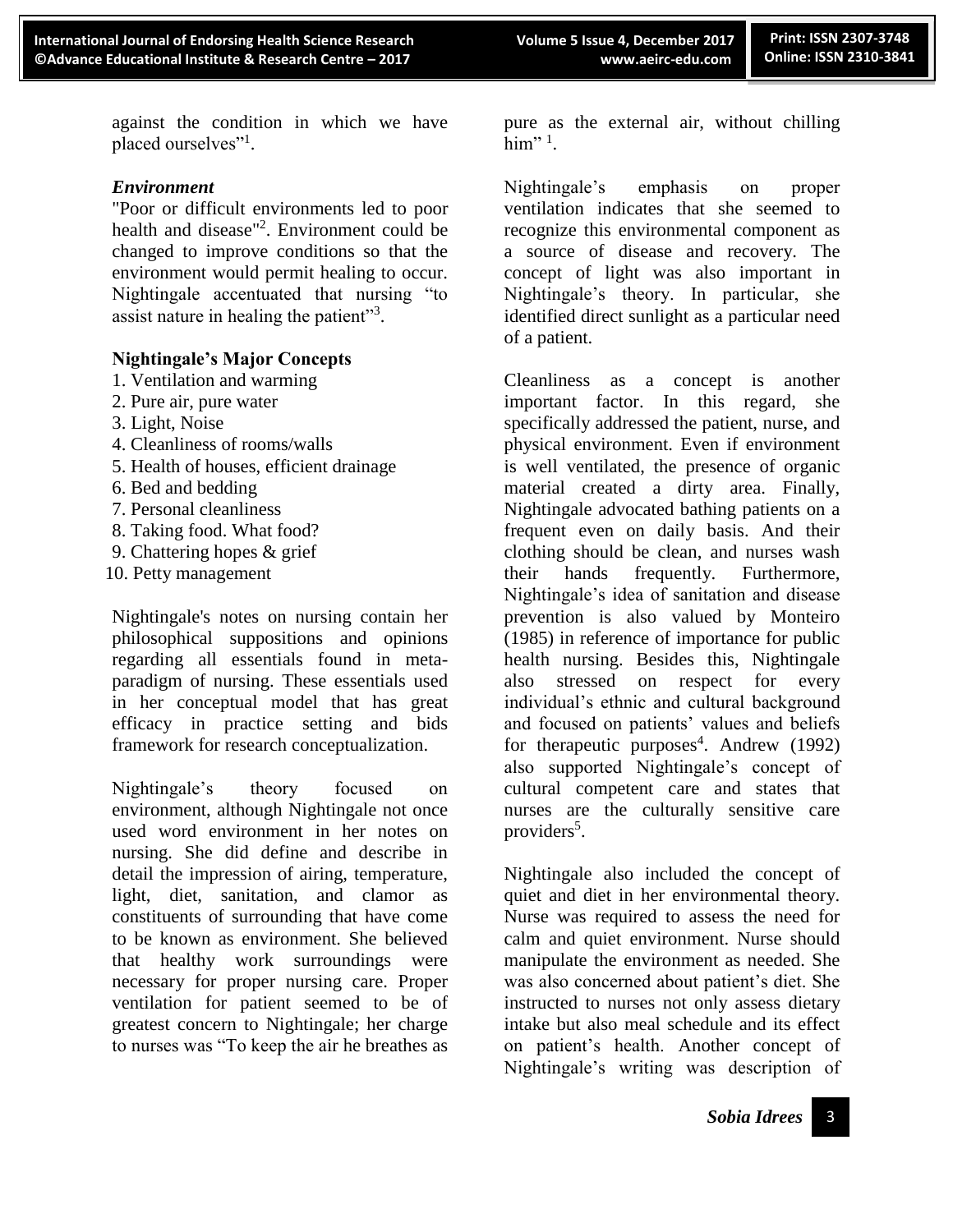against the condition in which we have placed ourselves"[1].

*Environment*

"Poor or difficult environments led to poor health and disease"[2]. Environment could be changed to improve conditions so that the environment would permit healing to occur. Nightingale accentuated that nursing "to assist nature in healing the patient"[3].

**Nightingale's Major Concepts**

1. Ventilation and warming
2. Pure air, pure water
3. Light, Noise
4. Cleanliness of rooms/walls
5. Health of houses, efficient drainage
6. Bed and bedding
7. Personal cleanliness
8. Taking food. What food?
9. Chattering hopes & grief
10. Petty management

Nightingale's notes on nursing contain her philosophical suppositions and opinions regarding all essentials found in meta-paradigm of nursing. These essentials used in her conceptual model that has great efficacy in practice setting and bids framework for research conceptualization.

Nightingale's theory focused on environment, although Nightingale not once used word environment in her notes on nursing. She did define and describe in detail the impression of airing, temperature, light, diet, sanitation, and clamor as constituents of surrounding that have come to be known as environment. She believed that healthy work surroundings were necessary for proper nursing care. Proper ventilation for patient seemed to be of greatest concern to Nightingale; her charge to nurses was "To keep the air he breathes as pure as the external air, without chilling him" [1].

Nightingale's emphasis on proper ventilation indicates that she seemed to recognize this environmental component as a source of disease and recovery. The concept of light was also important in Nightingale's theory. In particular, she identified direct sunlight as a particular need of a patient.

Cleanliness as a concept is another important factor. In this regard, she specifically addressed the patient, nurse, and physical environment. Even if environment is well ventilated, the presence of organic material created a dirty area. Finally, Nightingale advocated bathing patients on a frequent even on daily basis. And their clothing should be clean, and nurses wash their hands frequently. Furthermore, Nightingale's idea of sanitation and disease prevention is also valued by Monteiro (1985) in reference of importance for public health nursing. Besides this, Nightingale also stressed on respect for every individual's ethnic and cultural background and focused on patients' values and beliefs for therapeutic purposes[4]. Andrew (1992) also supported Nightingale's concept of cultural competent care and states that nurses are the culturally sensitive care providers[5].

Nightingale also included the concept of quiet and diet in her environmental theory. Nurse was required to assess the need for calm and quiet environment. Nurse should manipulate the environment as needed. She was also concerned about patient's diet. She instructed to nurses not only assess dietary intake but also meal schedule and its effect on patient's health. Another concept of Nightingale's writing was description of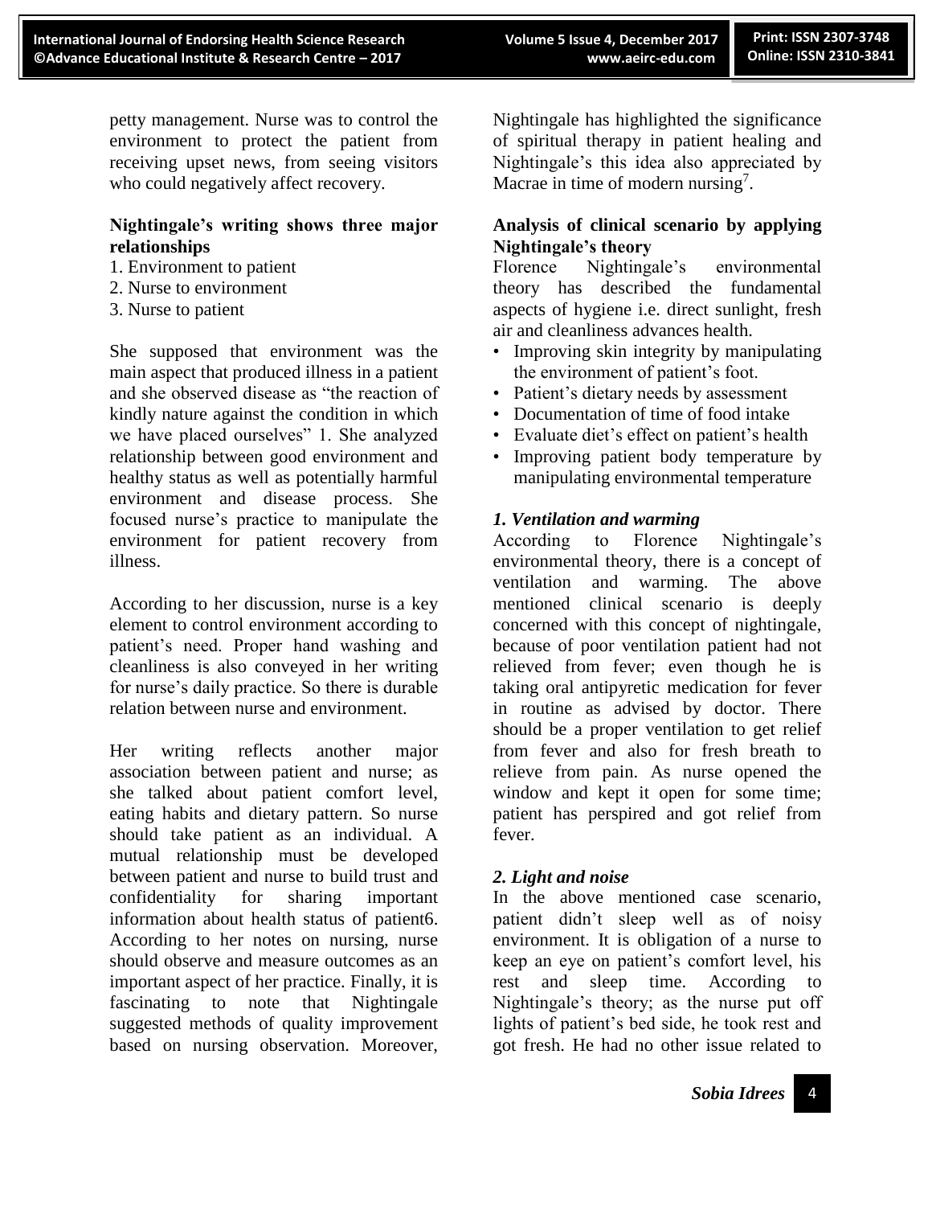petty management. Nurse was to control the environment to protect the patient from receiving upset news, from seeing visitors who could negatively affect recovery.

**Nightingale's writing shows three major relationships**

1. Environment to patient
2. Nurse to environment
3. Nurse to patient

She supposed that environment was the main aspect that produced illness in a patient and she observed disease as "the reaction of kindly nature against the condition in which we have placed ourselves" 1. She analyzed relationship between good environment and healthy status as well as potentially harmful environment and disease process. She focused nurse's practice to manipulate the environment for patient recovery from illness.

According to her discussion, nurse is a key element to control environment according to patient's need. Proper hand washing and cleanliness is also conveyed in her writing for nurse's daily practice. So there is durable relation between nurse and environment.

Her writing reflects another major association between patient and nurse; as she talked about patient comfort level, eating habits and dietary pattern. So nurse should take patient as an individual. A mutual relationship must be developed between patient and nurse to build trust and confidentiality for sharing important information about health status of patient6. According to her notes on nursing, nurse should observe and measure outcomes as an important aspect of her practice. Finally, it is fascinating to note that Nightingale suggested methods of quality improvement based on nursing observation. Moreover, Nightingale has highlighted the significance of spiritual therapy in patient healing and Nightingale's this idea also appreciated by Macrae in time of modern nursing[7].

**Analysis of clinical scenario by applying Nightingale's theory**

Florence Nightingale's environmental theory has described the fundamental aspects of hygiene i.e. direct sunlight, fresh air and cleanliness advances health.

- Improving skin integrity by manipulating the environment of patient's foot.
- Patient's dietary needs by assessment
- Documentation of time of food intake
- Evaluate diet's effect on patient's health
- Improving patient body temperature by manipulating environmental temperature

***1. Ventilation and warming***

According to Florence Nightingale's environmental theory, there is a concept of ventilation and warming. The above mentioned clinical scenario is deeply concerned with this concept of nightingale, because of poor ventilation patient had not relieved from fever; even though he is taking oral antipyretic medication for fever in routine as advised by doctor. There should be a proper ventilation to get relief from fever and also for fresh breath to relieve from pain. As nurse opened the window and kept it open for some time; patient has perspired and got relief from fever.

***2. Light and noise***

In the above mentioned case scenario, patient didn't sleep well as of noisy environment. It is obligation of a nurse to keep an eye on patient's comfort level, his rest and sleep time. According to Nightingale's theory; as the nurse put off lights of patient's bed side, he took rest and got fresh. He had no other issue related to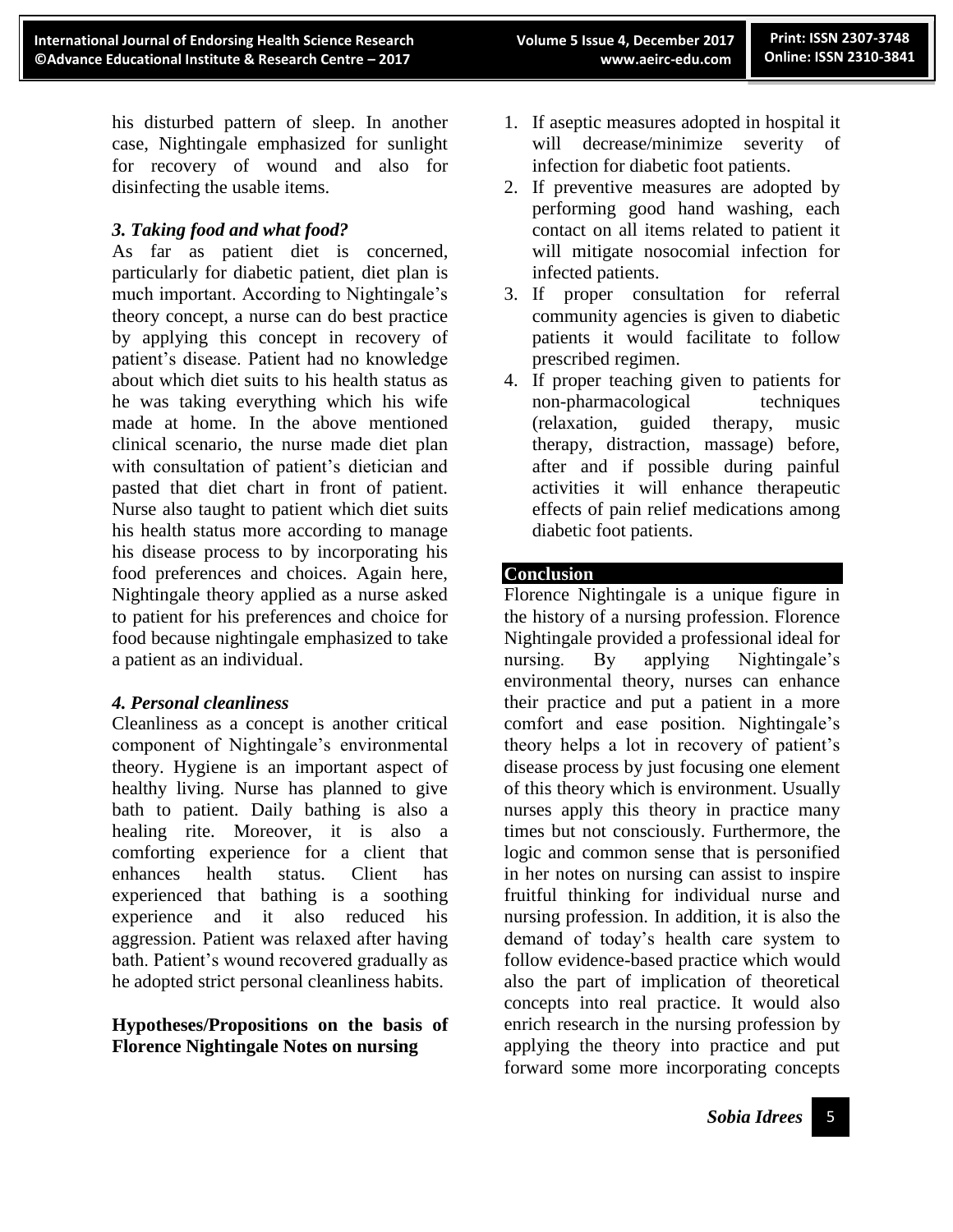his disturbed pattern of sleep. In another case, Nightingale emphasized for sunlight for recovery of wound and also for disinfecting the usable items.

### *3. Taking food and what food?*

As far as patient diet is concerned, particularly for diabetic patient, diet plan is much important. According to Nightingale's theory concept, a nurse can do best practice by applying this concept in recovery of patient's disease. Patient had no knowledge about which diet suits to his health status as he was taking everything which his wife made at home. In the above mentioned clinical scenario, the nurse made diet plan with consultation of patient's dietician and pasted that diet chart in front of patient. Nurse also taught to patient which diet suits his health status more according to manage his disease process to by incorporating his food preferences and choices. Again here, Nightingale theory applied as a nurse asked to patient for his preferences and choice for food because nightingale emphasized to take a patient as an individual.

### *4. Personal cleanliness*

Cleanliness as a concept is another critical component of Nightingale's environmental theory. Hygiene is an important aspect of healthy living. Nurse has planned to give bath to patient. Daily bathing is also a healing rite. Moreover, it is also a comforting experience for a client that enhances health status. Client has experienced that bathing is a soothing experience and it also reduced his aggression. Patient was relaxed after having bath. Patient's wound recovered gradually as he adopted strict personal cleanliness habits.

## Hypotheses/Propositions on the basis of Florence Nightingale Notes on nursing

1. If aseptic measures adopted in hospital it will decrease/minimize severity of infection for diabetic foot patients.
2. If preventive measures are adopted by performing good hand washing, each contact on all items related to patient it will mitigate nosocomial infection for infected patients.
3. If proper consultation for referral community agencies is given to diabetic patients it would facilitate to follow prescribed regimen.
4. If proper teaching given to patients for non-pharmacological techniques (relaxation, guided therapy, music therapy, distraction, massage) before, after and if possible during painful activities it will enhance therapeutic effects of pain relief medications among diabetic foot patients.

## Conclusion

Florence Nightingale is a unique figure in the history of a nursing profession. Florence Nightingale provided a professional ideal for nursing. By applying Nightingale's environmental theory, nurses can enhance their practice and put a patient in a more comfort and ease position. Nightingale's theory helps a lot in recovery of patient's disease process by just focusing one element of this theory which is environment. Usually nurses apply this theory in practice many times but not consciously. Furthermore, the logic and common sense that is personified in her notes on nursing can assist to inspire fruitful thinking for individual nurse and nursing profession. In addition, it is also the demand of today's health care system to follow evidence-based practice which would also the part of implication of theoretical concepts into real practice. It would also enrich research in the nursing profession by applying the theory into practice and put forward some more incorporating concepts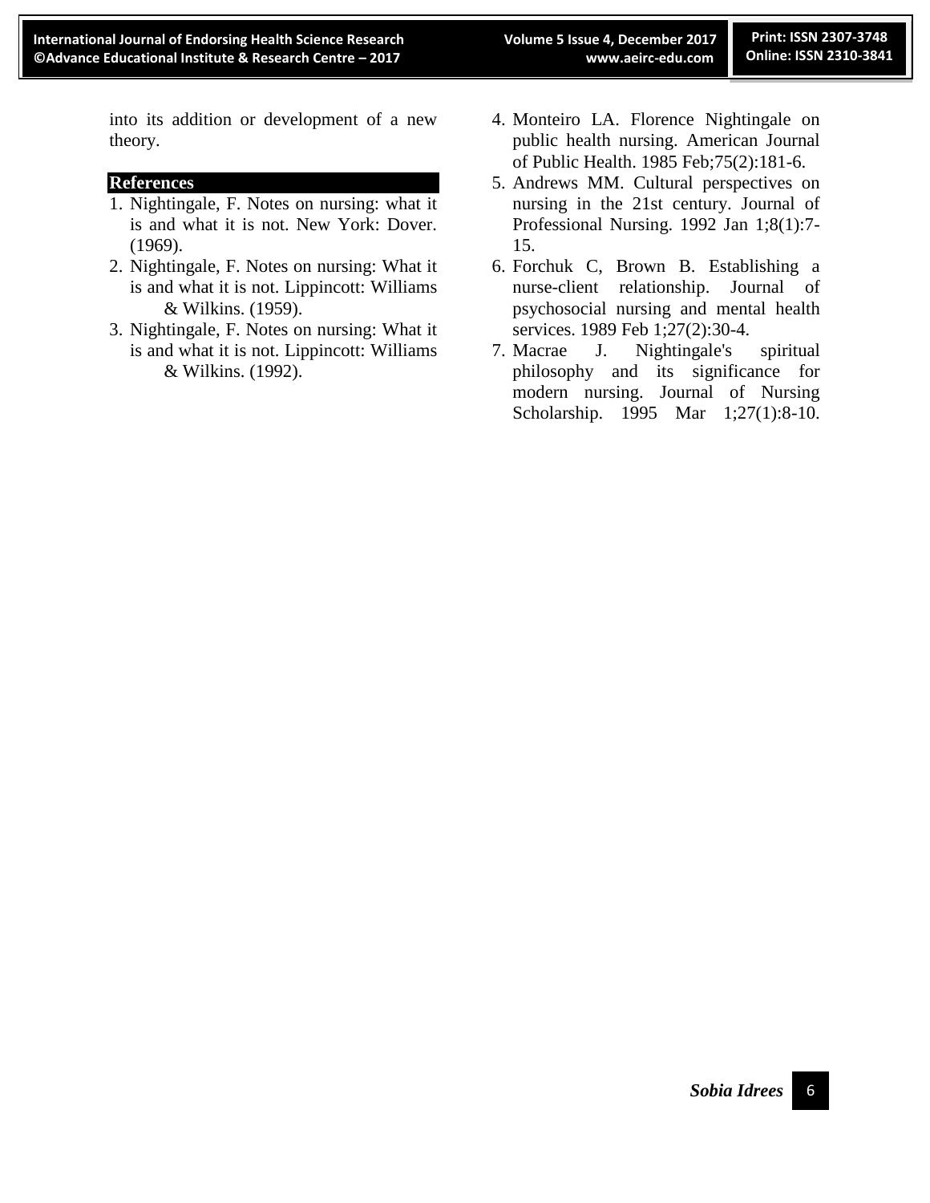into its addition or development of a new theory.

## References

1. Nightingale, F. Notes on nursing: what it is and what it is not. New York: Dover. (1969).
2. Nightingale, F. Notes on nursing: What it is and what it is not. Lippincott: Williams & Wilkins. (1959).
3. Nightingale, F. Notes on nursing: What it is and what it is not. Lippincott: Williams & Wilkins. (1992).
4. Monteiro LA. Florence Nightingale on public health nursing. American Journal of Public Health. 1985 Feb;75(2):181-6.
5. Andrews MM. Cultural perspectives on nursing in the 21st century. Journal of Professional Nursing. 1992 Jan 1;8(1):7-15.
6. Forchuk C, Brown B. Establishing a nurse-client relationship. Journal of psychosocial nursing and mental health services. 1989 Feb 1;27(2):30-4.
7. Macrae J. Nightingale's spiritual philosophy and its significance for modern nursing. Journal of Nursing Scholarship. 1995 Mar 1;27(1):8-10.